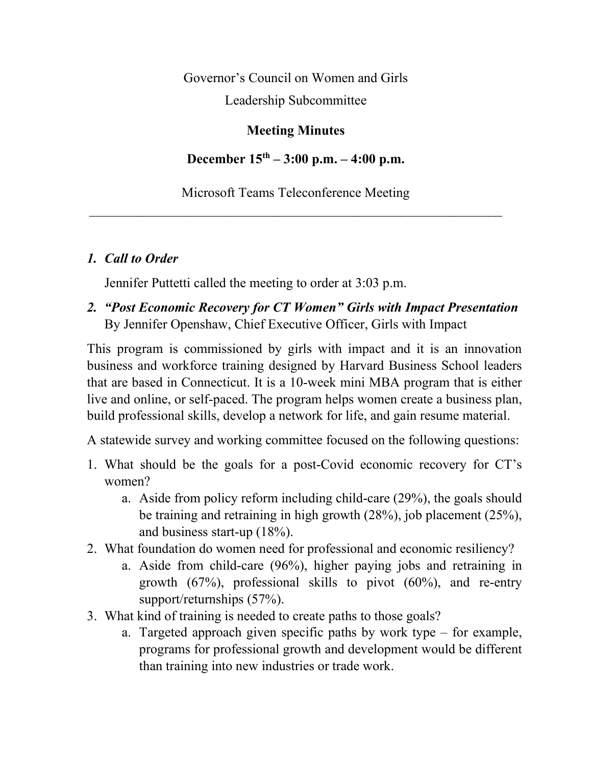Governor's Council on Women and Girls

Leadership Subcommittee

**Meeting Minutes**

**December 15th – 3:00 p.m. – 4:00 p.m.**

Microsoft Teams Teleconference Meeting

---

1. ***Call to Order***

   Jennifer Puttetti called the meeting to order at 3:03 p.m.

2. ***"Post Economic Recovery for CT Women" Girls with Impact Presentation***
   By Jennifer Openshaw, Chief Executive Officer, Girls with Impact

This program is commissioned by girls with impact and it is an innovation business and workforce training designed by Harvard Business School leaders that are based in Connecticut. It is a 10-week mini MBA program that is either live and online, or self-paced. The program helps women create a business plan, build professional skills, develop a network for life, and gain resume material.

A statewide survey and working committee focused on the following questions:

1. What should be the goals for a post-Covid economic recovery for CT's women?
   a. Aside from policy reform including child-care (29%), the goals should be training and retraining in high growth (28%), job placement (25%), and business start-up (18%).
2. What foundation do women need for professional and economic resiliency?
   a. Aside from child-care (96%), higher paying jobs and retraining in growth (67%), professional skills to pivot (60%), and re-entry support/returnships (57%).
3. What kind of training is needed to create paths to those goals?
   a. Targeted approach given specific paths by work type – for example, programs for professional growth and development would be different than training into new industries or trade work.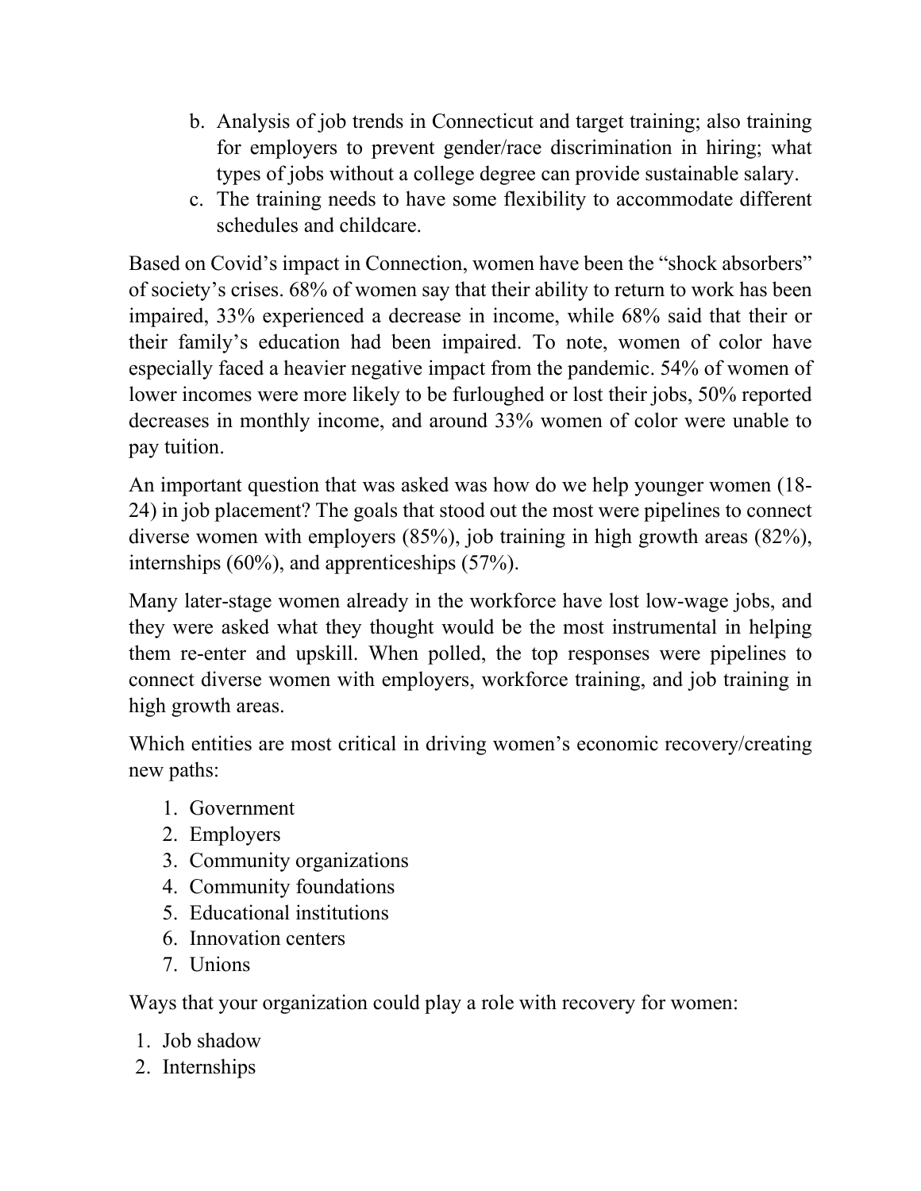b. Analysis of job trends in Connecticut and target training; also training for employers to prevent gender/race discrimination in hiring; what types of jobs without a college degree can provide sustainable salary.
c. The training needs to have some flexibility to accommodate different schedules and childcare.

Based on Covid's impact in Connection, women have been the "shock absorbers" of society's crises. 68% of women say that their ability to return to work has been impaired, 33% experienced a decrease in income, while 68% said that their or their family's education had been impaired. To note, women of color have especially faced a heavier negative impact from the pandemic. 54% of women of lower incomes were more likely to be furloughed or lost their jobs, 50% reported decreases in monthly income, and around 33% women of color were unable to pay tuition.

An important question that was asked was how do we help younger women (18-24) in job placement? The goals that stood out the most were pipelines to connect diverse women with employers (85%), job training in high growth areas (82%), internships (60%), and apprenticeships (57%).

Many later-stage women already in the workforce have lost low-wage jobs, and they were asked what they thought would be the most instrumental in helping them re-enter and upskill. When polled, the top responses were pipelines to connect diverse women with employers, workforce training, and job training in high growth areas.

Which entities are most critical in driving women's economic recovery/creating new paths:

1. Government
2. Employers
3. Community organizations
4. Community foundations
5. Educational institutions
6. Innovation centers
7. Unions

Ways that your organization could play a role with recovery for women:

1. Job shadow
2. Internships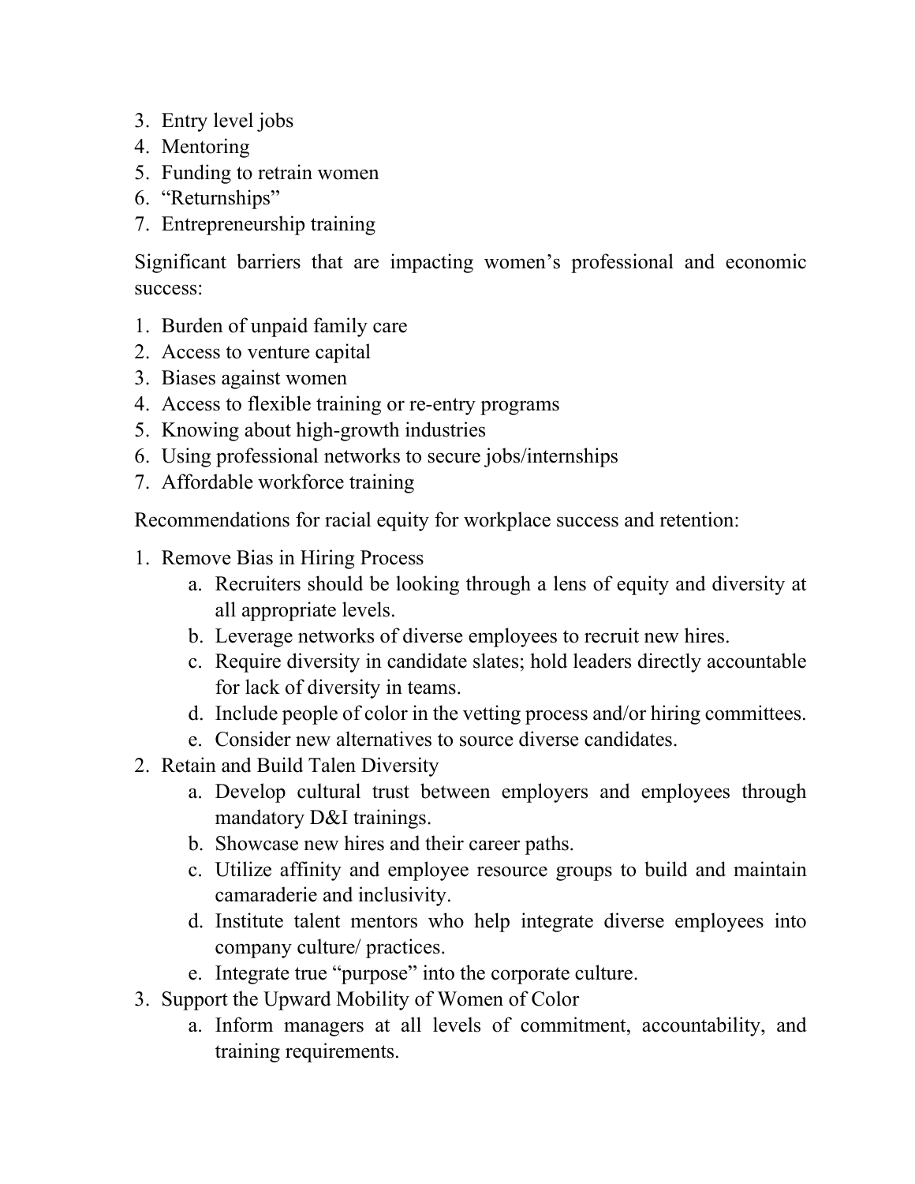3. Entry level jobs
4. Mentoring
5. Funding to retrain women
6. "Returnships"
7. Entrepreneurship training

Significant barriers that are impacting women's professional and economic success:

1. Burden of unpaid family care
2. Access to venture capital
3. Biases against women
4. Access to flexible training or re-entry programs
5. Knowing about high-growth industries
6. Using professional networks to secure jobs/internships
7. Affordable workforce training

Recommendations for racial equity for workplace success and retention:

1. Remove Bias in Hiring Process
    a. Recruiters should be looking through a lens of equity and diversity at all appropriate levels.
    b. Leverage networks of diverse employees to recruit new hires.
    c. Require diversity in candidate slates; hold leaders directly accountable for lack of diversity in teams.
    d. Include people of color in the vetting process and/or hiring committees.
    e. Consider new alternatives to source diverse candidates.
2. Retain and Build Talen Diversity
    a. Develop cultural trust between employers and employees through mandatory D&I trainings.
    b. Showcase new hires and their career paths.
    c. Utilize affinity and employee resource groups to build and maintain camaraderie and inclusivity.
    d. Institute talent mentors who help integrate diverse employees into company culture/ practices.
    e. Integrate true "purpose" into the corporate culture.
3. Support the Upward Mobility of Women of Color
    a. Inform managers at all levels of commitment, accountability, and training requirements.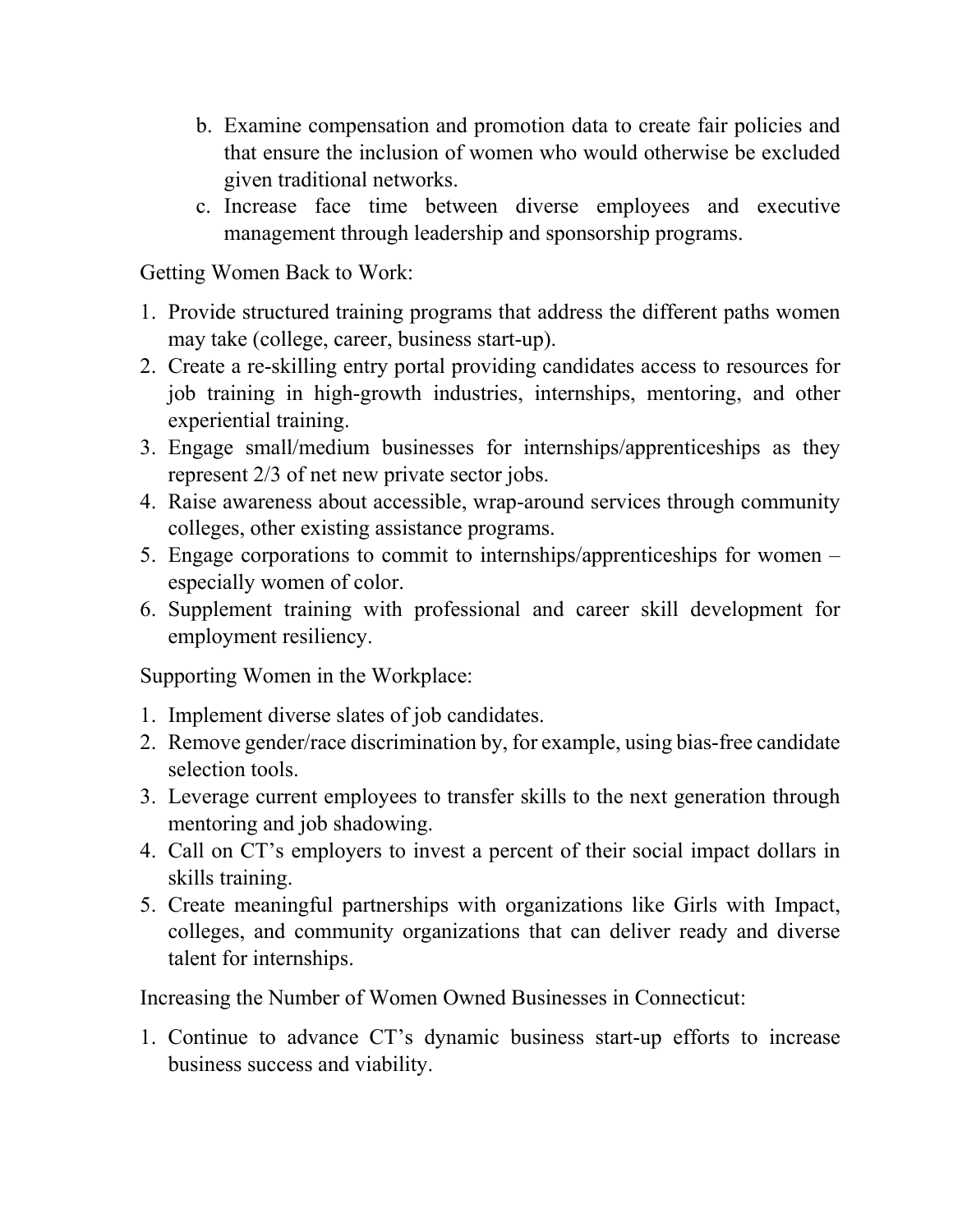b. Examine compensation and promotion data to create fair policies and that ensure the inclusion of women who would otherwise be excluded given traditional networks.
c. Increase face time between diverse employees and executive management through leadership and sponsorship programs.

Getting Women Back to Work:

1. Provide structured training programs that address the different paths women may take (college, career, business start-up).
2. Create a re-skilling entry portal providing candidates access to resources for job training in high-growth industries, internships, mentoring, and other experiential training.
3. Engage small/medium businesses for internships/apprenticeships as they represent 2/3 of net new private sector jobs.
4. Raise awareness about accessible, wrap-around services through community colleges, other existing assistance programs.
5. Engage corporations to commit to internships/apprenticeships for women – especially women of color.
6. Supplement training with professional and career skill development for employment resiliency.

Supporting Women in the Workplace:

1. Implement diverse slates of job candidates.
2. Remove gender/race discrimination by, for example, using bias-free candidate selection tools.
3. Leverage current employees to transfer skills to the next generation through mentoring and job shadowing.
4. Call on CT's employers to invest a percent of their social impact dollars in skills training.
5. Create meaningful partnerships with organizations like Girls with Impact, colleges, and community organizations that can deliver ready and diverse talent for internships.

Increasing the Number of Women Owned Businesses in Connecticut:

1. Continue to advance CT's dynamic business start-up efforts to increase business success and viability.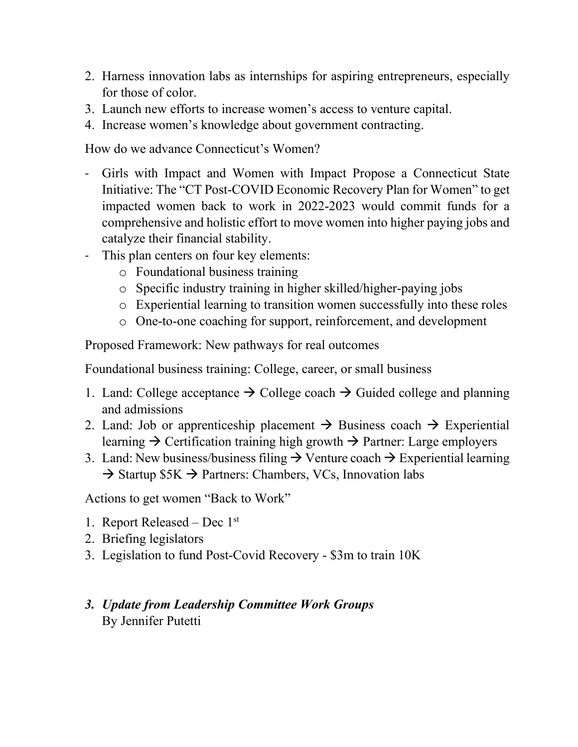2. Harness innovation labs as internships for aspiring entrepreneurs, especially for those of color.
3. Launch new efforts to increase women's access to venture capital.
4. Increase women's knowledge about government contracting.

How do we advance Connecticut's Women?

- Girls with Impact and Women with Impact Propose a Connecticut State Initiative: The "CT Post-COVID Economic Recovery Plan for Women" to get impacted women back to work in 2022-2023 would commit funds for a comprehensive and holistic effort to move women into higher paying jobs and catalyze their financial stability.
- This plan centers on four key elements:
    - Foundational business training
    - Specific industry training in higher skilled/higher-paying jobs
    - Experiential learning to transition women successfully into these roles
    - One-to-one coaching for support, reinforcement, and development

Proposed Framework: New pathways for real outcomes

Foundational business training: College, career, or small business

1. Land: College acceptance → College coach → Guided college and planning and admissions
2. Land: Job or apprenticeship placement → Business coach → Experiential learning → Certification training high growth → Partner: Large employers
3. Land: New business/business filing → Venture coach → Experiential learning → Startup $5K → Partners: Chambers, VCs, Innovation labs

Actions to get women "Back to Work"

1. Report Released – Dec 1st
2. Briefing legislators
3. Legislation to fund Post-Covid Recovery - $3m to train 10K

### *3. Update from Leadership Committee Work Groups*

By Jennifer Putetti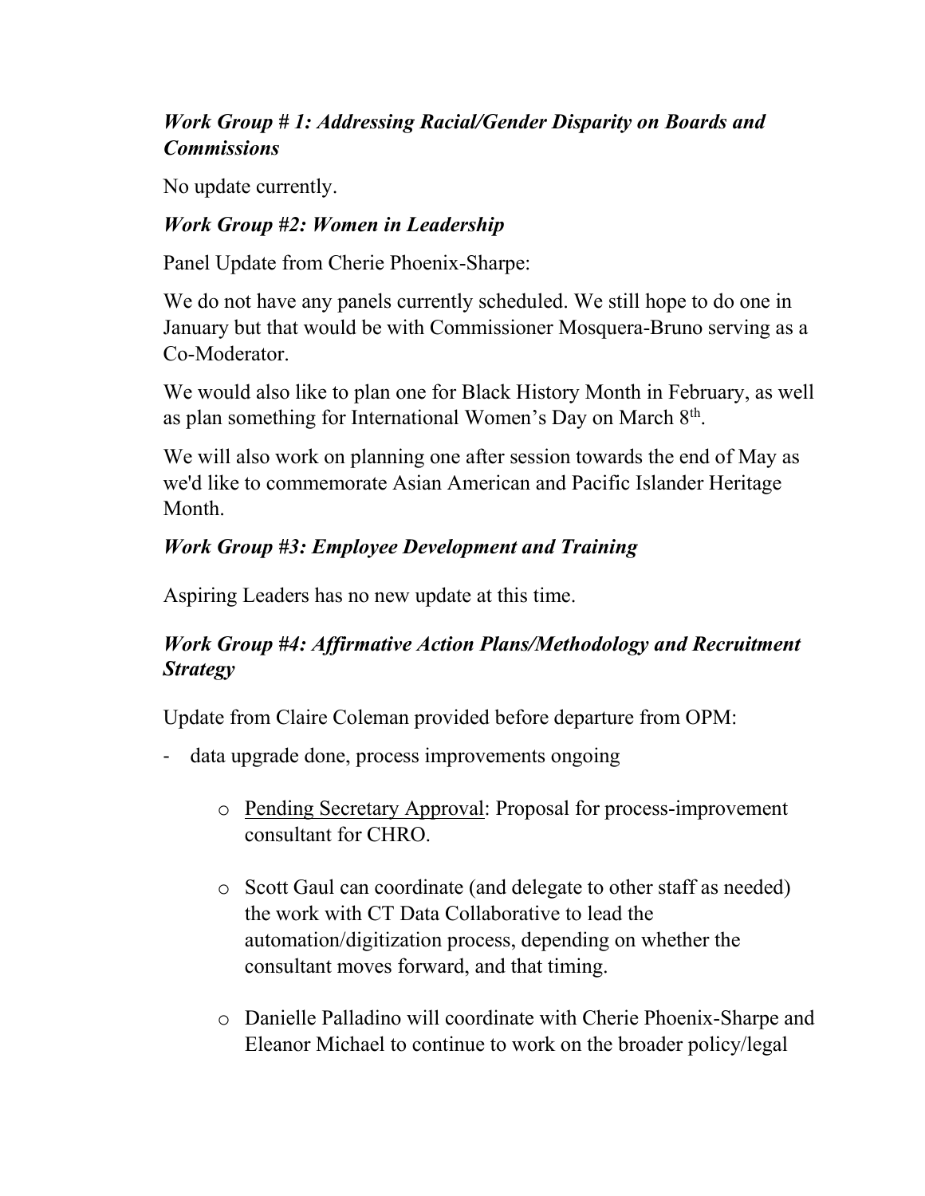### ***Work Group # 1: Addressing Racial/Gender Disparity on Boards and Commissions***

No update currently.

### ***Work Group #2: Women in Leadership***

Panel Update from Cherie Phoenix-Sharpe:

We do not have any panels currently scheduled. We still hope to do one in January but that would be with Commissioner Mosquera-Bruno serving as a Co-Moderator.

We would also like to plan one for Black History Month in February, as well as plan something for International Women's Day on March 8th.

We will also work on planning one after session towards the end of May as we'd like to commemorate Asian American and Pacific Islander Heritage Month.

### ***Work Group #3: Employee Development and Training***

Aspiring Leaders has no new update at this time.

### ***Work Group #4: Affirmative Action Plans/Methodology and Recruitment Strategy***

Update from Claire Coleman provided before departure from OPM:

- data upgrade done, process improvements ongoing
    - Pending Secretary Approval: Proposal for process-improvement consultant for CHRO.
    - Scott Gaul can coordinate (and delegate to other staff as needed) the work with CT Data Collaborative to lead the automation/digitization process, depending on whether the consultant moves forward, and that timing.
    - Danielle Palladino will coordinate with Cherie Phoenix-Sharpe and Eleanor Michael to continue to work on the broader policy/legal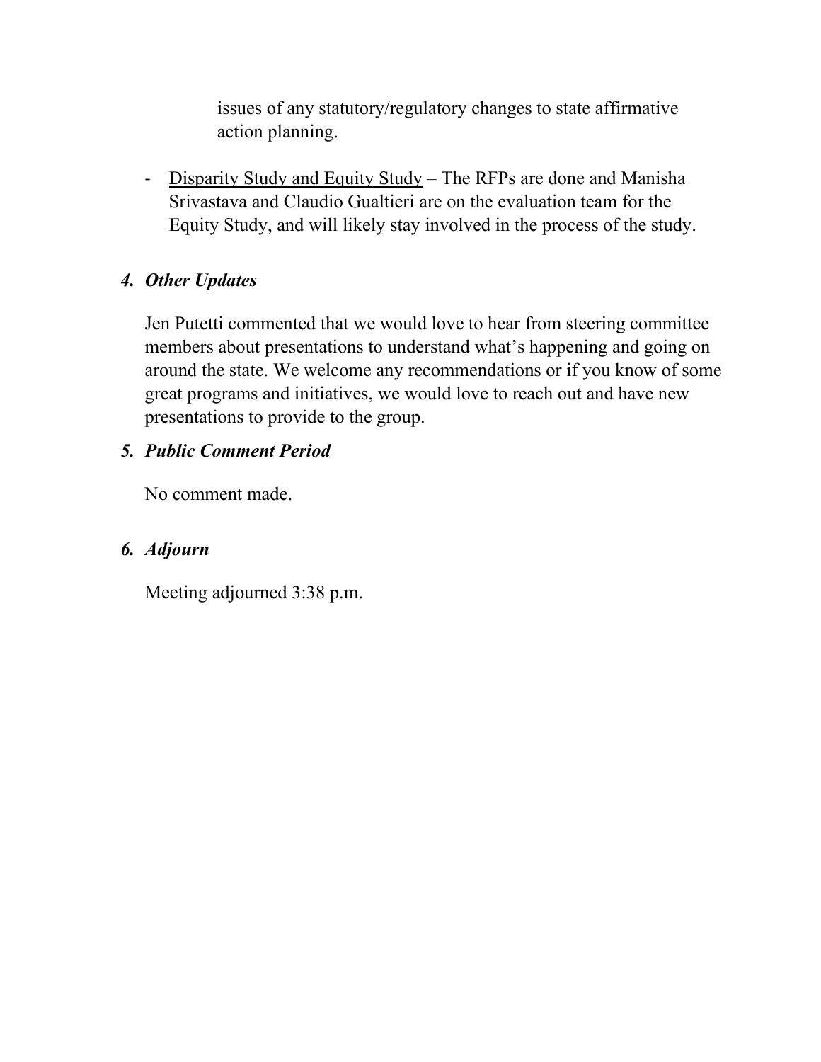issues of any statutory/regulatory changes to state affirmative action planning.

- Disparity Study and Equity Study – The RFPs are done and Manisha Srivastava and Claudio Gualtieri are on the evaluation team for the Equity Study, and will likely stay involved in the process of the study.

### *4. Other Updates*

Jen Putetti commented that we would love to hear from steering committee members about presentations to understand what's happening and going on around the state. We welcome any recommendations or if you know of some great programs and initiatives, we would love to reach out and have new presentations to provide to the group.

### *5. Public Comment Period*

No comment made.

### *6. Adjourn*

Meeting adjourned 3:38 p.m.